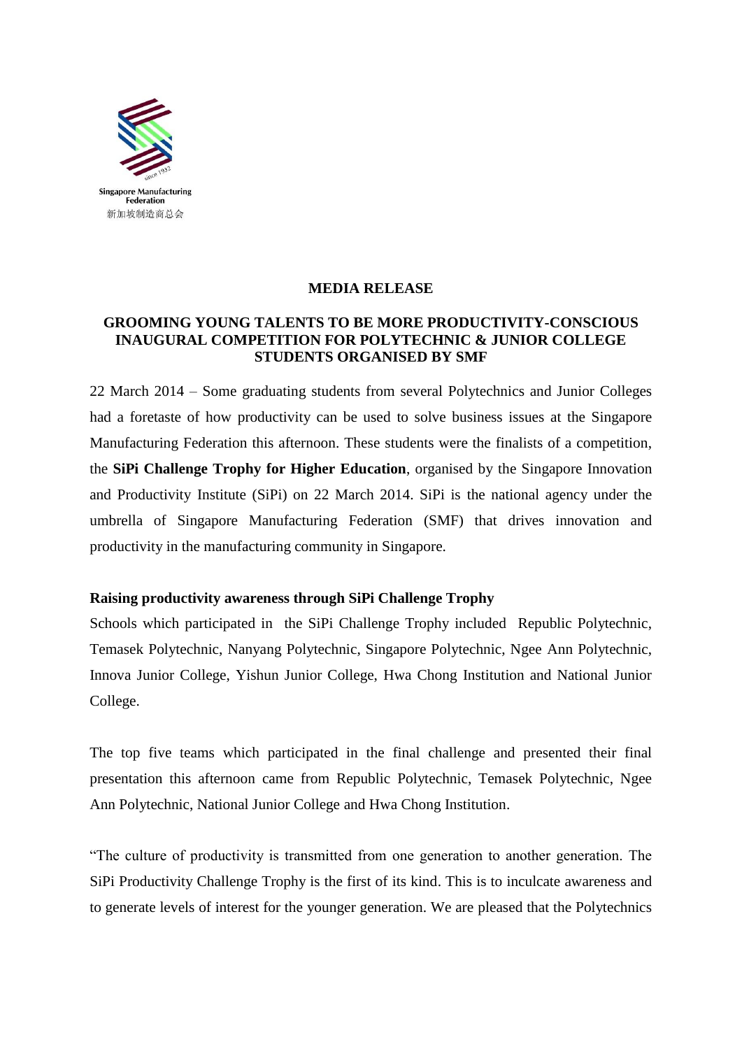Singapore Manufacturing Federation

新加坡制造商总会

**MEDIA RELEASE**

**GROOMING YOUNG TALENTS TO BE MORE PRODUCTIVITY-CONSCIOUS INAUGURAL COMPETITION FOR POLYTECHNIC & JUNIOR COLLEGE STUDENTS ORGANISED BY SMF**

22 March 2014 – Some graduating students from several Polytechnics and Junior Colleges had a foretaste of how productivity can be used to solve business issues at the Singapore Manufacturing Federation this afternoon. These students were the finalists of a competition, the **SiPi Challenge Trophy for Higher Education**, organised by the Singapore Innovation and Productivity Institute (SiPi) on 22 March 2014. SiPi is the national agency under the umbrella of Singapore Manufacturing Federation (SMF) that drives innovation and productivity in the manufacturing community in Singapore.

**Raising productivity awareness through SiPi Challenge Trophy**

Schools which participated in the SiPi Challenge Trophy included Republic Polytechnic, Temasek Polytechnic, Nanyang Polytechnic, Singapore Polytechnic, Ngee Ann Polytechnic, Innova Junior College, Yishun Junior College, Hwa Chong Institution and National Junior College.

The top five teams which participated in the final challenge and presented their final presentation this afternoon came from Republic Polytechnic, Temasek Polytechnic, Ngee Ann Polytechnic, National Junior College and Hwa Chong Institution.

"The culture of productivity is transmitted from one generation to another generation. The SiPi Productivity Challenge Trophy is the first of its kind. This is to inculcate awareness and to generate levels of interest for the younger generation. We are pleased that the Polytechnics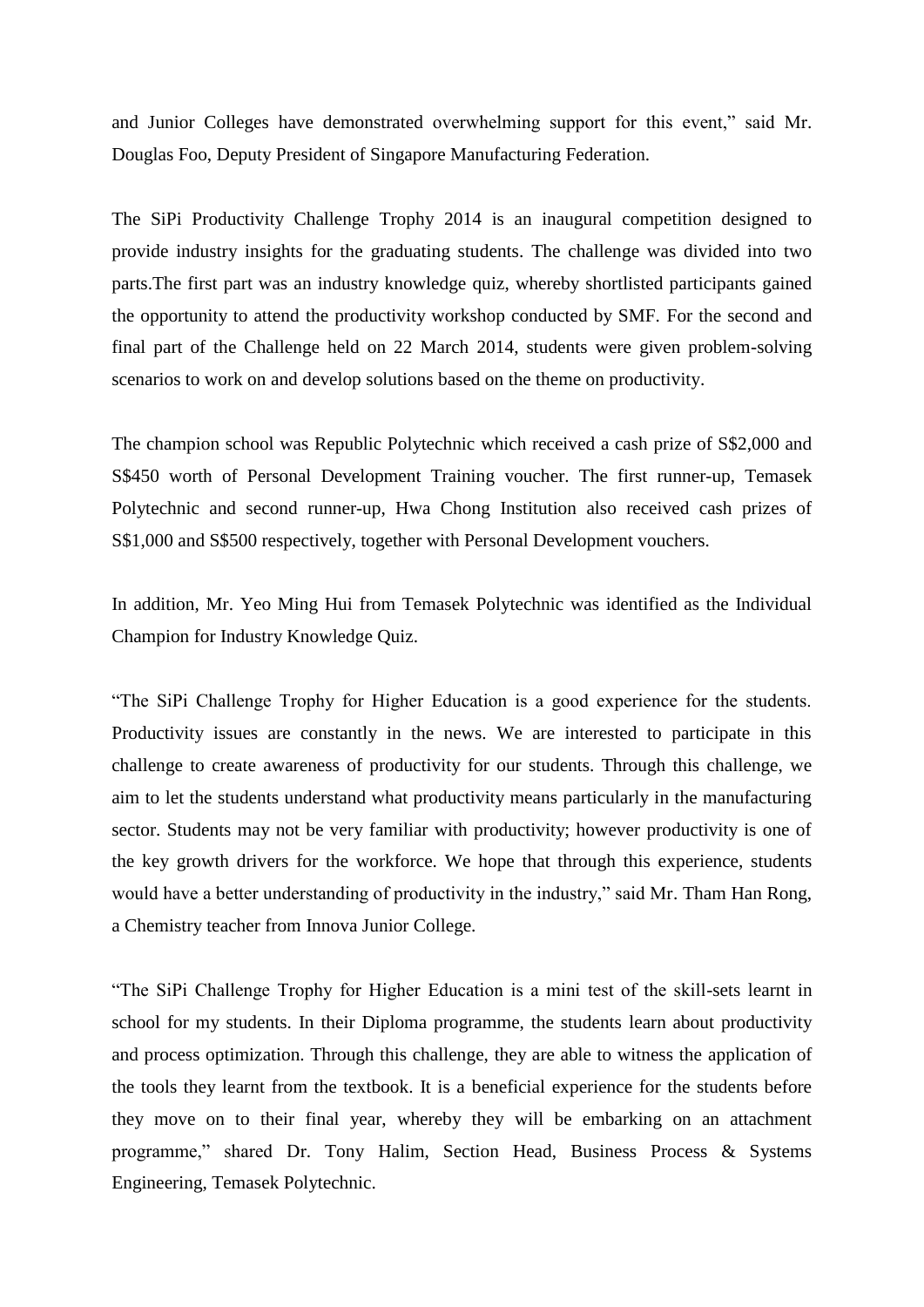and Junior Colleges have demonstrated overwhelming support for this event," said Mr. Douglas Foo, Deputy President of Singapore Manufacturing Federation.

The SiPi Productivity Challenge Trophy 2014 is an inaugural competition designed to provide industry insights for the graduating students. The challenge was divided into two parts.The first part was an industry knowledge quiz, whereby shortlisted participants gained the opportunity to attend the productivity workshop conducted by SMF. For the second and final part of the Challenge held on 22 March 2014, students were given problem-solving scenarios to work on and develop solutions based on the theme on productivity.

The champion school was Republic Polytechnic which received a cash prize of S$2,000 and S$450 worth of Personal Development Training voucher. The first runner-up, Temasek Polytechnic and second runner-up, Hwa Chong Institution also received cash prizes of S$1,000 and S$500 respectively, together with Personal Development vouchers.

In addition, Mr. Yeo Ming Hui from Temasek Polytechnic was identified as the Individual Champion for Industry Knowledge Quiz.

"The SiPi Challenge Trophy for Higher Education is a good experience for the students. Productivity issues are constantly in the news. We are interested to participate in this challenge to create awareness of productivity for our students. Through this challenge, we aim to let the students understand what productivity means particularly in the manufacturing sector. Students may not be very familiar with productivity; however productivity is one of the key growth drivers for the workforce. We hope that through this experience, students would have a better understanding of productivity in the industry," said Mr. Tham Han Rong, a Chemistry teacher from Innova Junior College.

"The SiPi Challenge Trophy for Higher Education is a mini test of the skill-sets learnt in school for my students. In their Diploma programme, the students learn about productivity and process optimization. Through this challenge, they are able to witness the application of the tools they learnt from the textbook. It is a beneficial experience for the students before they move on to their final year, whereby they will be embarking on an attachment programme," shared Dr. Tony Halim, Section Head, Business Process & Systems Engineering, Temasek Polytechnic.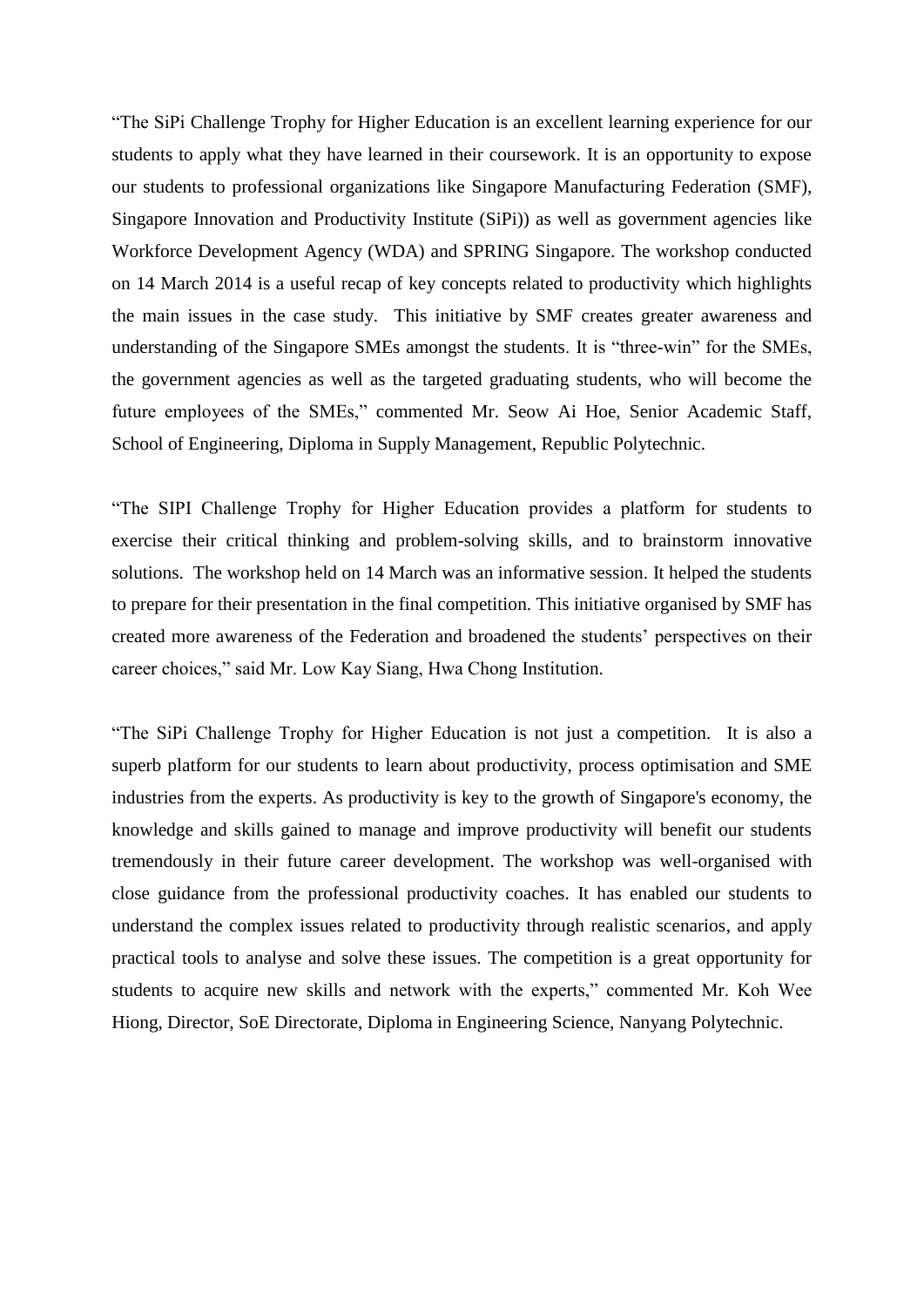"The SiPi Challenge Trophy for Higher Education is an excellent learning experience for our students to apply what they have learned in their coursework. It is an opportunity to expose our students to professional organizations like Singapore Manufacturing Federation (SMF), Singapore Innovation and Productivity Institute (SiPi)) as well as government agencies like Workforce Development Agency (WDA) and SPRING Singapore. The workshop conducted on 14 March 2014 is a useful recap of key concepts related to productivity which highlights the main issues in the case study. This initiative by SMF creates greater awareness and understanding of the Singapore SMEs amongst the students. It is "three-win" for the SMEs, the government agencies as well as the targeted graduating students, who will become the future employees of the SMEs," commented Mr. Seow Ai Hoe, Senior Academic Staff, School of Engineering, Diploma in Supply Management, Republic Polytechnic.

"The SIPI Challenge Trophy for Higher Education provides a platform for students to exercise their critical thinking and problem-solving skills, and to brainstorm innovative solutions. The workshop held on 14 March was an informative session. It helped the students to prepare for their presentation in the final competition. This initiative organised by SMF has created more awareness of the Federation and broadened the students' perspectives on their career choices," said Mr. Low Kay Siang, Hwa Chong Institution.

"The SiPi Challenge Trophy for Higher Education is not just a competition. It is also a superb platform for our students to learn about productivity, process optimisation and SME industries from the experts. As productivity is key to the growth of Singapore's economy, the knowledge and skills gained to manage and improve productivity will benefit our students tremendously in their future career development. The workshop was well-organised with close guidance from the professional productivity coaches. It has enabled our students to understand the complex issues related to productivity through realistic scenarios, and apply practical tools to analyse and solve these issues. The competition is a great opportunity for students to acquire new skills and network with the experts," commented Mr. Koh Wee Hiong, Director, SoE Directorate, Diploma in Engineering Science, Nanyang Polytechnic.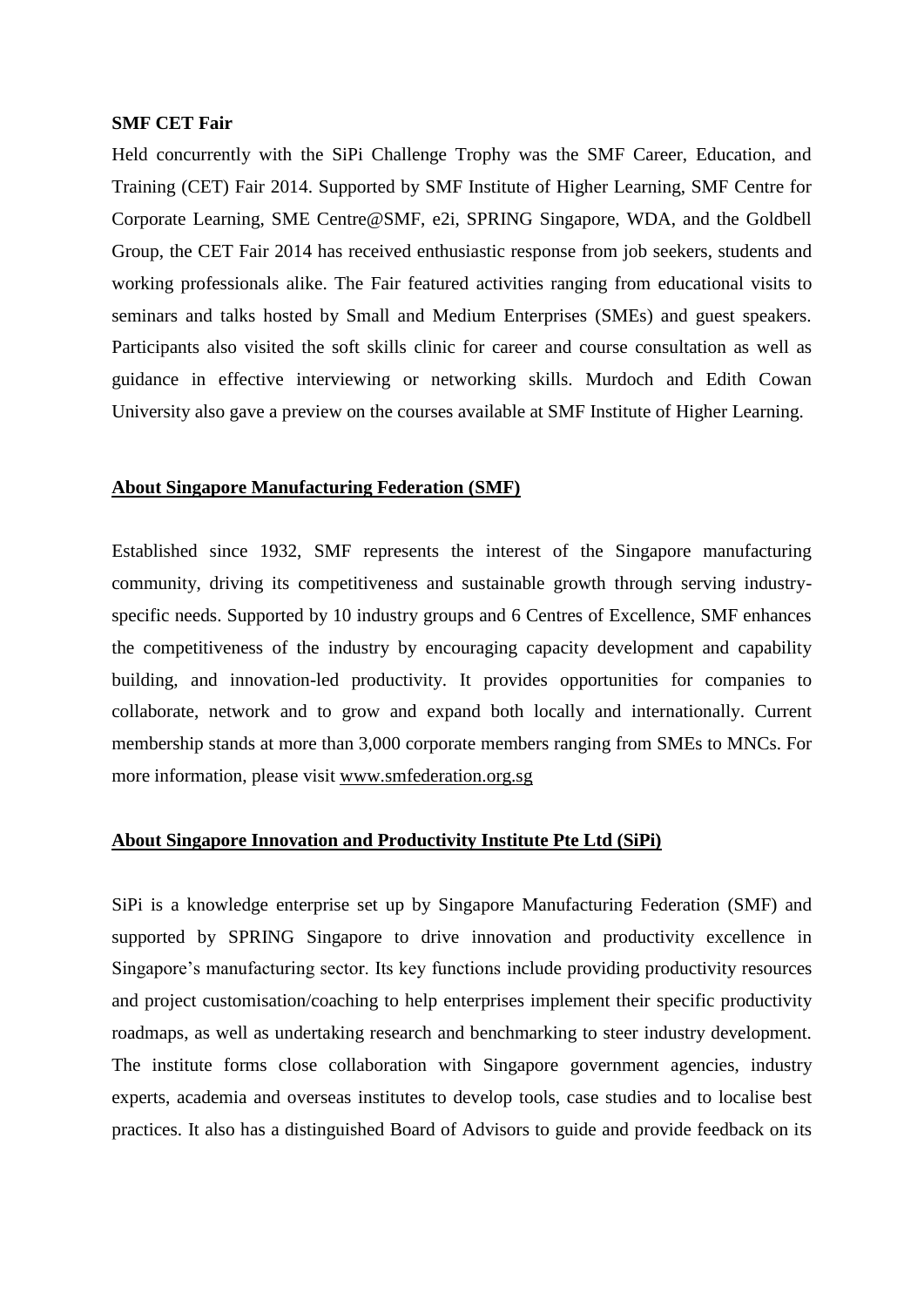**SMF CET Fair**

Held concurrently with the SiPi Challenge Trophy was the SMF Career, Education, and Training (CET) Fair 2014. Supported by SMF Institute of Higher Learning, SMF Centre for Corporate Learning, SME Centre@SMF, e2i, SPRING Singapore, WDA, and the Goldbell Group, the CET Fair 2014 has received enthusiastic response from job seekers, students and working professionals alike. The Fair featured activities ranging from educational visits to seminars and talks hosted by Small and Medium Enterprises (SMEs) and guest speakers. Participants also visited the soft skills clinic for career and course consultation as well as guidance in effective interviewing or networking skills. Murdoch and Edith Cowan University also gave a preview on the courses available at SMF Institute of Higher Learning.

**About Singapore Manufacturing Federation (SMF)**

Established since 1932, SMF represents the interest of the Singapore manufacturing community, driving its competitiveness and sustainable growth through serving industry-specific needs. Supported by 10 industry groups and 6 Centres of Excellence, SMF enhances the competitiveness of the industry by encouraging capacity development and capability building, and innovation-led productivity. It provides opportunities for companies to collaborate, network and to grow and expand both locally and internationally. Current membership stands at more than 3,000 corporate members ranging from SMEs to MNCs. For more information, please visit www.smfederation.org.sg

**About Singapore Innovation and Productivity Institute Pte Ltd (SiPi)**

SiPi is a knowledge enterprise set up by Singapore Manufacturing Federation (SMF) and supported by SPRING Singapore to drive innovation and productivity excellence in Singapore's manufacturing sector. Its key functions include providing productivity resources and project customisation/coaching to help enterprises implement their specific productivity roadmaps, as well as undertaking research and benchmarking to steer industry development. The institute forms close collaboration with Singapore government agencies, industry experts, academia and overseas institutes to develop tools, case studies and to localise best practices. It also has a distinguished Board of Advisors to guide and provide feedback on its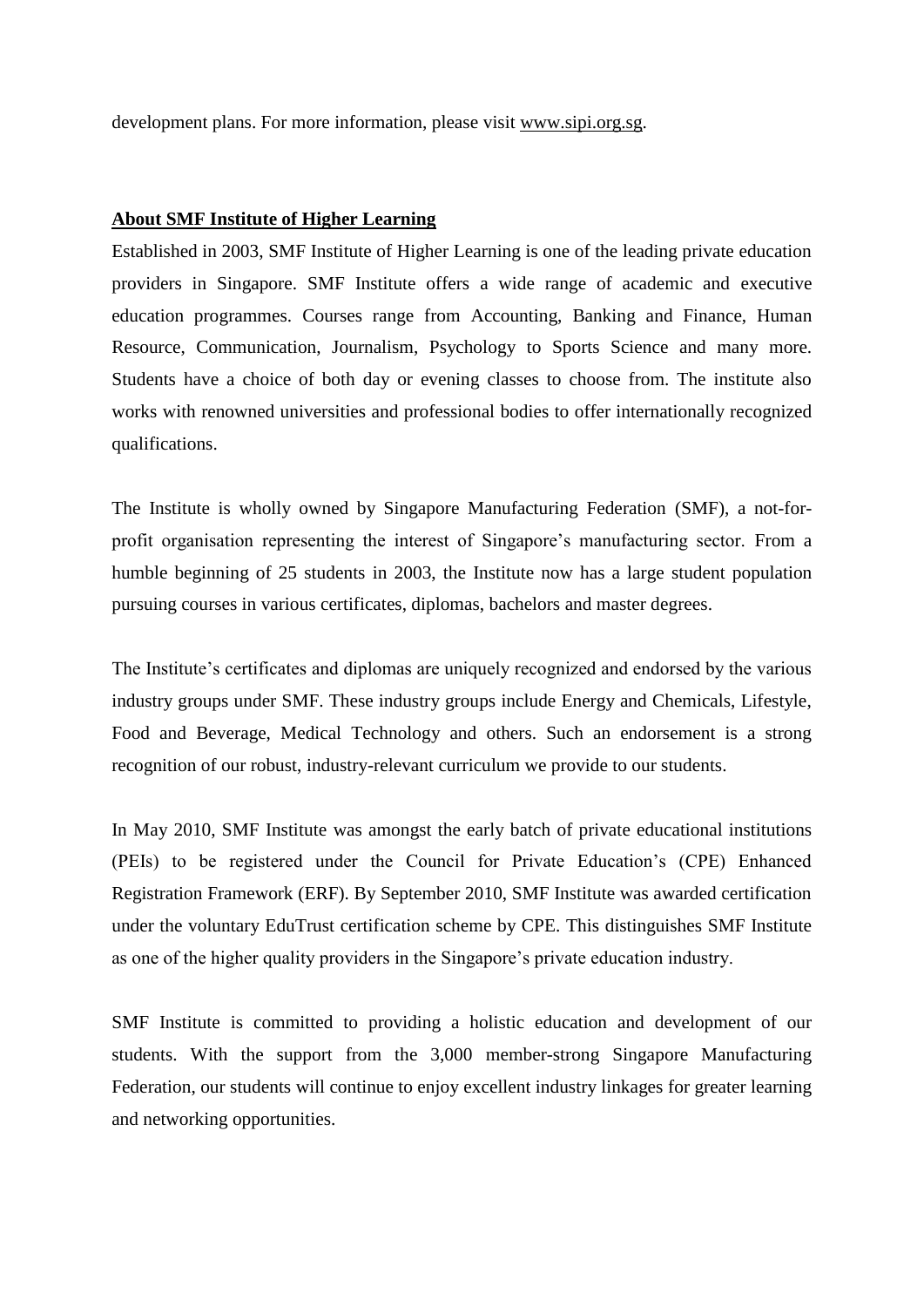development plans. For more information, please visit www.sipi.org.sg.

**About SMF Institute of Higher Learning**

Established in 2003, SMF Institute of Higher Learning is one of the leading private education providers in Singapore. SMF Institute offers a wide range of academic and executive education programmes. Courses range from Accounting, Banking and Finance, Human Resource, Communication, Journalism, Psychology to Sports Science and many more. Students have a choice of both day or evening classes to choose from. The institute also works with renowned universities and professional bodies to offer internationally recognized qualifications.

The Institute is wholly owned by Singapore Manufacturing Federation (SMF), a not-for-profit organisation representing the interest of Singapore's manufacturing sector. From a humble beginning of 25 students in 2003, the Institute now has a large student population pursuing courses in various certificates, diplomas, bachelors and master degrees.

The Institute's certificates and diplomas are uniquely recognized and endorsed by the various industry groups under SMF. These industry groups include Energy and Chemicals, Lifestyle, Food and Beverage, Medical Technology and others. Such an endorsement is a strong recognition of our robust, industry-relevant curriculum we provide to our students.

In May 2010, SMF Institute was amongst the early batch of private educational institutions (PEIs) to be registered under the Council for Private Education's (CPE) Enhanced Registration Framework (ERF). By September 2010, SMF Institute was awarded certification under the voluntary EduTrust certification scheme by CPE. This distinguishes SMF Institute as one of the higher quality providers in the Singapore's private education industry.

SMF Institute is committed to providing a holistic education and development of our students. With the support from the 3,000 member-strong Singapore Manufacturing Federation, our students will continue to enjoy excellent industry linkages for greater learning and networking opportunities.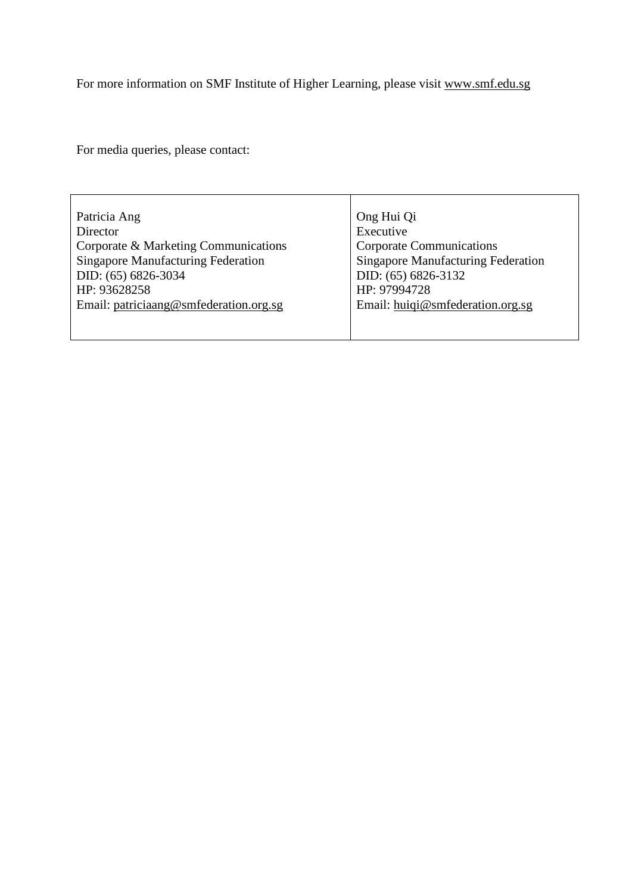For more information on SMF Institute of Higher Learning, please visit www.smf.edu.sg

For media queries, please contact:

| | |
|---|---|
| Patricia Ang<br>Director<br>Corporate & Marketing Communications<br>Singapore Manufacturing Federation<br>DID: (65) 6826-3034<br>HP: 93628258<br>Email: patriciaang@smfederation.org.sg | Ong Hui Qi<br>Executive<br>Corporate Communications<br>Singapore Manufacturing Federation<br>DID: (65) 6826-3132<br>HP: 97994728<br>Email: huiqi@smfederation.org.sg |